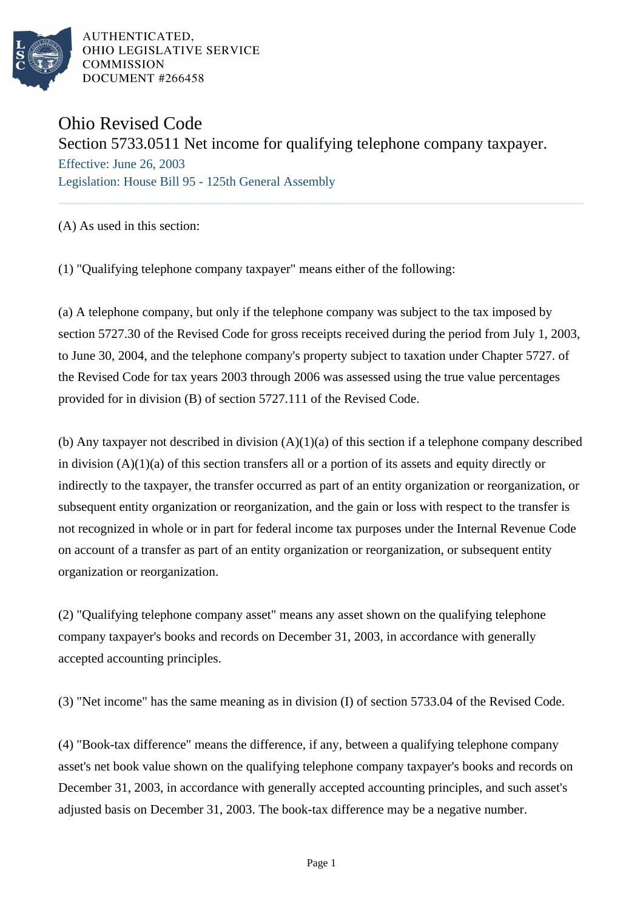AUTHENTICATED,
OHIO LEGISLATIVE SERVICE
COMMISSION
DOCUMENT #266458

# Ohio Revised Code

## Section 5733.0511 Net income for qualifying telephone company taxpayer.

Effective: June 26, 2003

Legislation: House Bill 95 - 125th General Assembly

(A) As used in this section:

(1) "Qualifying telephone company taxpayer" means either of the following:

(a) A telephone company, but only if the telephone company was subject to the tax imposed by section 5727.30 of the Revised Code for gross receipts received during the period from July 1, 2003, to June 30, 2004, and the telephone company's property subject to taxation under Chapter 5727. of the Revised Code for tax years 2003 through 2006 was assessed using the true value percentages provided for in division (B) of section 5727.111 of the Revised Code.

(b) Any taxpayer not described in division (A)(1)(a) of this section if a telephone company described in division (A)(1)(a) of this section transfers all or a portion of its assets and equity directly or indirectly to the taxpayer, the transfer occurred as part of an entity organization or reorganization, or subsequent entity organization or reorganization, and the gain or loss with respect to the transfer is not recognized in whole or in part for federal income tax purposes under the Internal Revenue Code on account of a transfer as part of an entity organization or reorganization, or subsequent entity organization or reorganization.

(2) "Qualifying telephone company asset" means any asset shown on the qualifying telephone company taxpayer's books and records on December 31, 2003, in accordance with generally accepted accounting principles.

(3) "Net income" has the same meaning as in division (I) of section 5733.04 of the Revised Code.

(4) "Book-tax difference" means the difference, if any, between a qualifying telephone company asset's net book value shown on the qualifying telephone company taxpayer's books and records on December 31, 2003, in accordance with generally accepted accounting principles, and such asset's adjusted basis on December 31, 2003. The book-tax difference may be a negative number.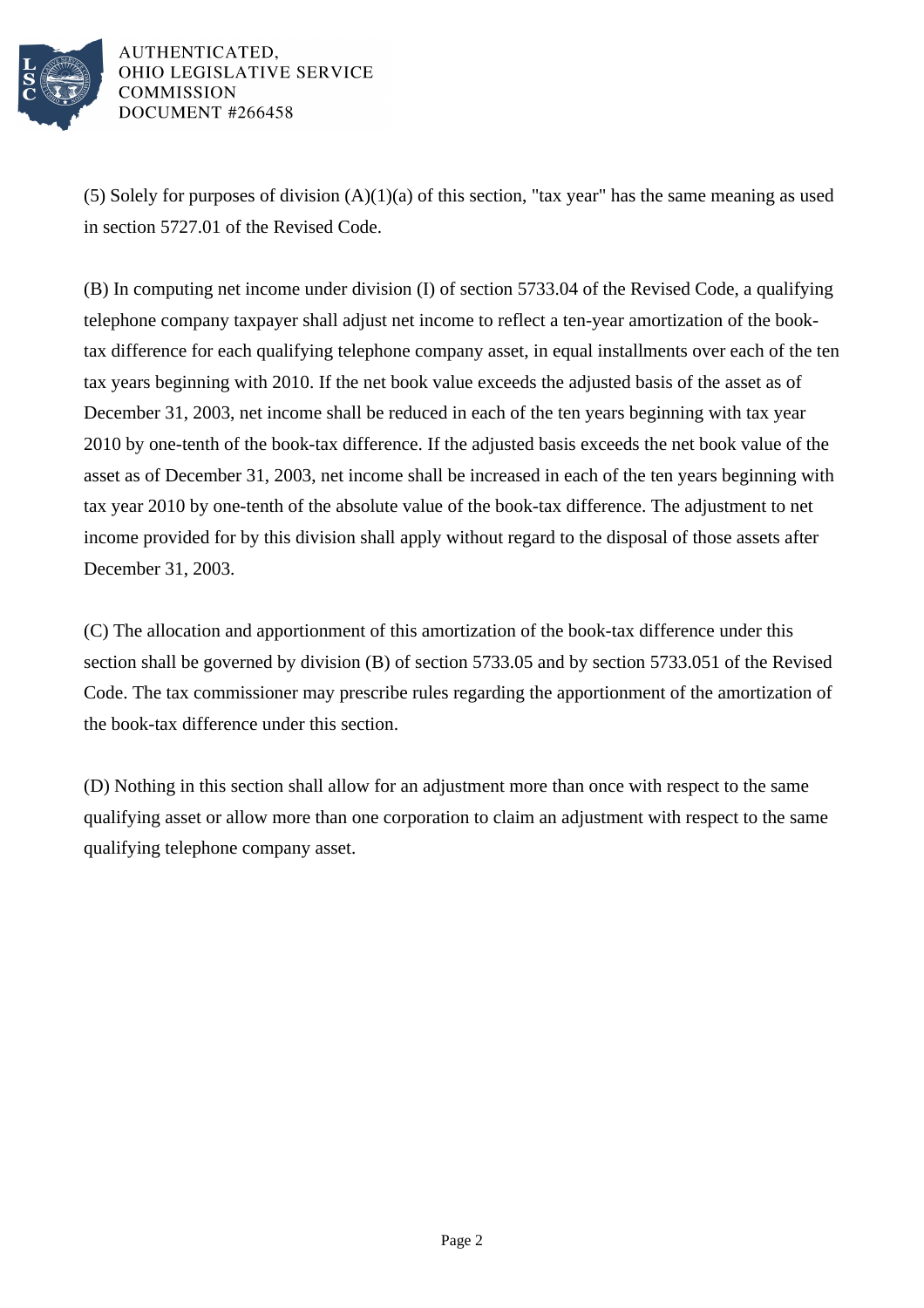(5) Solely for purposes of division (A)(1)(a) of this section, "tax year" has the same meaning as used in section 5727.01 of the Revised Code.

(B) In computing net income under division (I) of section 5733.04 of the Revised Code, a qualifying telephone company taxpayer shall adjust net income to reflect a ten-year amortization of the book-tax difference for each qualifying telephone company asset, in equal installments over each of the ten tax years beginning with 2010. If the net book value exceeds the adjusted basis of the asset as of December 31, 2003, net income shall be reduced in each of the ten years beginning with tax year 2010 by one-tenth of the book-tax difference. If the adjusted basis exceeds the net book value of the asset as of December 31, 2003, net income shall be increased in each of the ten years beginning with tax year 2010 by one-tenth of the absolute value of the book-tax difference. The adjustment to net income provided for by this division shall apply without regard to the disposal of those assets after December 31, 2003.

(C) The allocation and apportionment of this amortization of the book-tax difference under this section shall be governed by division (B) of section 5733.05 and by section 5733.051 of the Revised Code. The tax commissioner may prescribe rules regarding the apportionment of the amortization of the book-tax difference under this section.

(D) Nothing in this section shall allow for an adjustment more than once with respect to the same qualifying asset or allow more than one corporation to claim an adjustment with respect to the same qualifying telephone company asset.